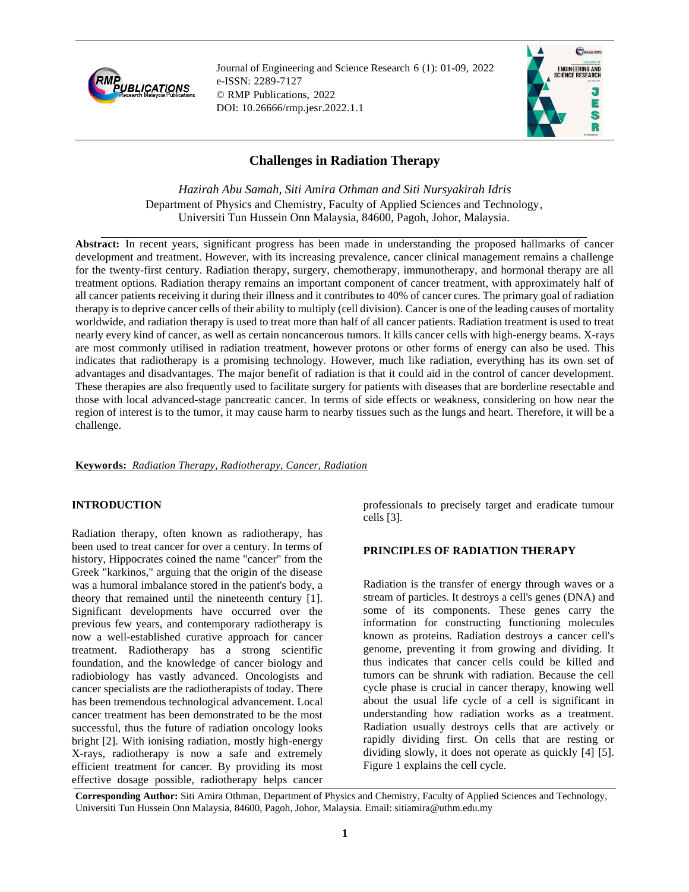Journal of Engineering and Science Research 6 (1): 01-09, 2022
e-ISSN: 2289-7127
© RMP Publications, 2022
DOI: 10.26666/rmp.jesr.2022.1.1

# Challenges in Radiation Therapy

*Hazirah Abu Samah, Siti Amira Othman and Siti Nursyakirah Idris*
Department of Physics and Chemistry, Faculty of Applied Sciences and Technology, Universiti Tun Hussein Onn Malaysia, 84600, Pagoh, Johor, Malaysia.

**Abstract:** In recent years, significant progress has been made in understanding the proposed hallmarks of cancer development and treatment. However, with its increasing prevalence, cancer clinical management remains a challenge for the twenty-first century. Radiation therapy, surgery, chemotherapy, immunotherapy, and hormonal therapy are all treatment options. Radiation therapy remains an important component of cancer treatment, with approximately half of all cancer patients receiving it during their illness and it contributes to 40% of cancer cures. The primary goal of radiation therapy is to deprive cancer cells of their ability to multiply (cell division). Cancer is one of the leading causes of mortality worldwide, and radiation therapy is used to treat more than half of all cancer patients. Radiation treatment is used to treat nearly every kind of cancer, as well as certain noncancerous tumors. It kills cancer cells with high-energy beams. X-rays are most commonly utilised in radiation treatment, however protons or other forms of energy can also be used. This indicates that radiotherapy is a promising technology. However, much like radiation, everything has its own set of advantages and disadvantages. The major benefit of radiation is that it could aid in the control of cancer development. These therapies are also frequently used to facilitate surgery for patients with diseases that are borderline resectable and those with local advanced-stage pancreatic cancer. In terms of side effects or weakness, considering on how near the region of interest is to the tumor, it may cause harm to nearby tissues such as the lungs and heart. Therefore, it will be a challenge.

**Keywords:** *Radiation Therapy, Radiotherapy, Cancer, Radiation*

## INTRODUCTION

Radiation therapy, often known as radiotherapy, has been used to treat cancer for over a century. In terms of history, Hippocrates coined the name "cancer" from the Greek "karkinos," arguing that the origin of the disease was a humoral imbalance stored in the patient's body, a theory that remained until the nineteenth century [1]. Significant developments have occurred over the previous few years, and contemporary radiotherapy is now a well-established curative approach for cancer treatment. Radiotherapy has a strong scientific foundation, and the knowledge of cancer biology and radiobiology has vastly advanced. Oncologists and cancer specialists are the radiotherapists of today. There has been tremendous technological advancement. Local cancer treatment has been demonstrated to be the most successful, thus the future of radiation oncology looks bright [2]. With ionising radiation, mostly high-energy X-rays, radiotherapy is now a safe and extremely efficient treatment for cancer. By providing its most effective dosage possible, radiotherapy helps cancer professionals to precisely target and eradicate tumour cells [3].

## PRINCIPLES OF RADIATION THERAPY

Radiation is the transfer of energy through waves or a stream of particles. It destroys a cell's genes (DNA) and some of its components. These genes carry the information for constructing functioning molecules known as proteins. Radiation destroys a cancer cell's genome, preventing it from growing and dividing. It thus indicates that cancer cells could be killed and tumors can be shrunk with radiation. Because the cell cycle phase is crucial in cancer therapy, knowing well about the usual life cycle of a cell is significant in understanding how radiation works as a treatment. Radiation usually destroys cells that are actively or rapidly dividing first. On cells that are resting or dividing slowly, it does not operate as quickly [4] [5]. Figure 1 explains the cell cycle.

**Corresponding Author:** Siti Amira Othman, Department of Physics and Chemistry, Faculty of Applied Sciences and Technology, Universiti Tun Hussein Onn Malaysia, 84600, Pagoh, Johor, Malaysia. Email: sitiamira@uthm.edu.my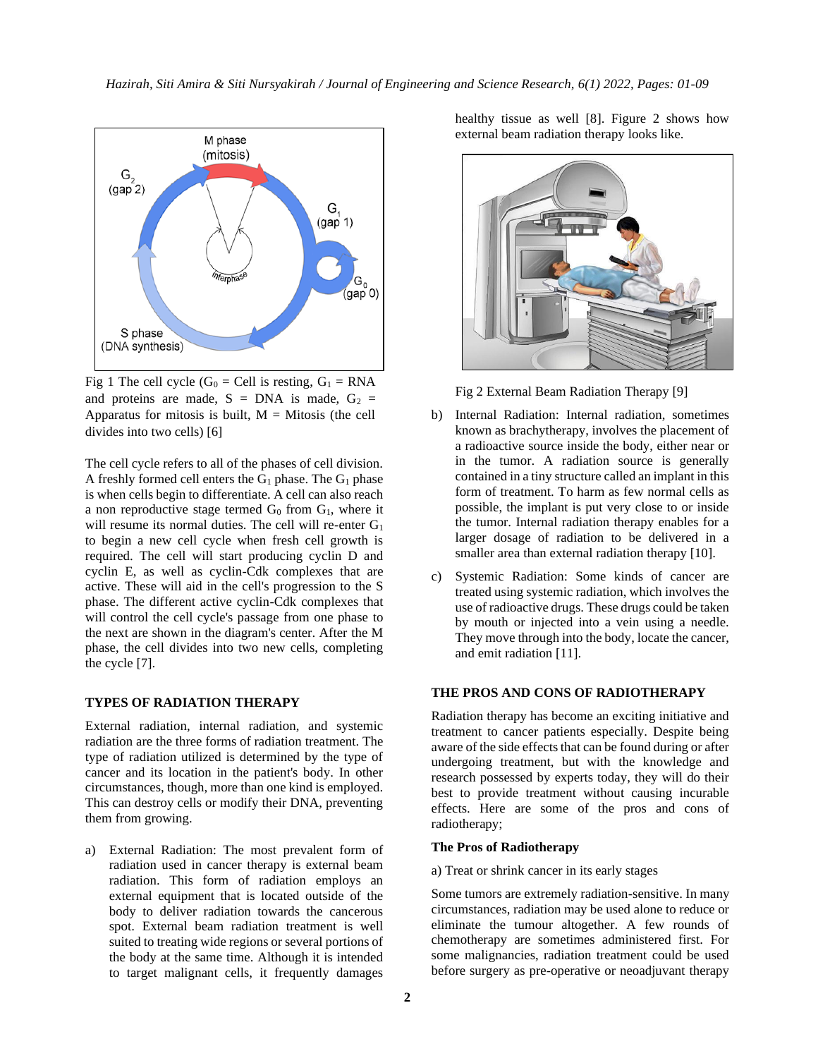Fig 1 The cell cycle ($G_0$ = Cell is resting, $G_1$ = RNA and proteins are made, S = DNA is made, $G_2$ = Apparatus for mitosis is built, M = Mitosis (the cell divides into two cells) [6]

The cell cycle refers to all of the phases of cell division. A freshly formed cell enters the $G_1$ phase. The $G_1$ phase is when cells begin to differentiate. A cell can also reach a non reproductive stage termed $G_0$ from $G_1$, where it will resume its normal duties. The cell will re-enter $G_1$ to begin a new cell cycle when fresh cell growth is required. The cell will start producing cyclin D and cyclin E, as well as cyclin-Cdk complexes that are active. These will aid in the cell's progression to the S phase. The different active cyclin-Cdk complexes that will control the cell cycle's passage from one phase to the next are shown in the diagram's center. After the M phase, the cell divides into two new cells, completing the cycle [7].

## TYPES OF RADIATION THERAPY

External radiation, internal radiation, and systemic radiation are the three forms of radiation treatment. The type of radiation utilized is determined by the type of cancer and its location in the patient's body. In other circumstances, though, more than one kind is employed. This can destroy cells or modify their DNA, preventing them from growing.

a) External Radiation: The most prevalent form of radiation used in cancer therapy is external beam radiation. This form of radiation employs an external equipment that is located outside of the body to deliver radiation towards the cancerous spot. External beam radiation treatment is well suited to treating wide regions or several portions of the body at the same time. Although it is intended to target malignant cells, it frequently damages healthy tissue as well [8]. Figure 2 shows how external beam radiation therapy looks like.

Fig 2 External Beam Radiation Therapy [9]

b) Internal Radiation: Internal radiation, sometimes known as brachytherapy, involves the placement of a radioactive source inside the body, either near or in the tumor. A radiation source is generally contained in a tiny structure called an implant in this form of treatment. To harm as few normal cells as possible, the implant is put very close to or inside the tumor. Internal radiation therapy enables for a larger dosage of radiation to be delivered in a smaller area than external radiation therapy [10].

c) Systemic Radiation: Some kinds of cancer are treated using systemic radiation, which involves the use of radioactive drugs. These drugs could be taken by mouth or injected into a vein using a needle. They move through into the body, locate the cancer, and emit radiation [11].

## THE PROS AND CONS OF RADIOTHERAPY

Radiation therapy has become an exciting initiative and treatment to cancer patients especially. Despite being aware of the side effects that can be found during or after undergoing treatment, but with the knowledge and research possessed by experts today, they will do their best to provide treatment without causing incurable effects. Here are some of the pros and cons of radiotherapy;

### The Pros of Radiotherapy

a) Treat or shrink cancer in its early stages

Some tumors are extremely radiation-sensitive. In many circumstances, radiation may be used alone to reduce or eliminate the tumour altogether. A few rounds of chemotherapy are sometimes administered first. For some malignancies, radiation treatment could be used before surgery as pre-operative or neoadjuvant therapy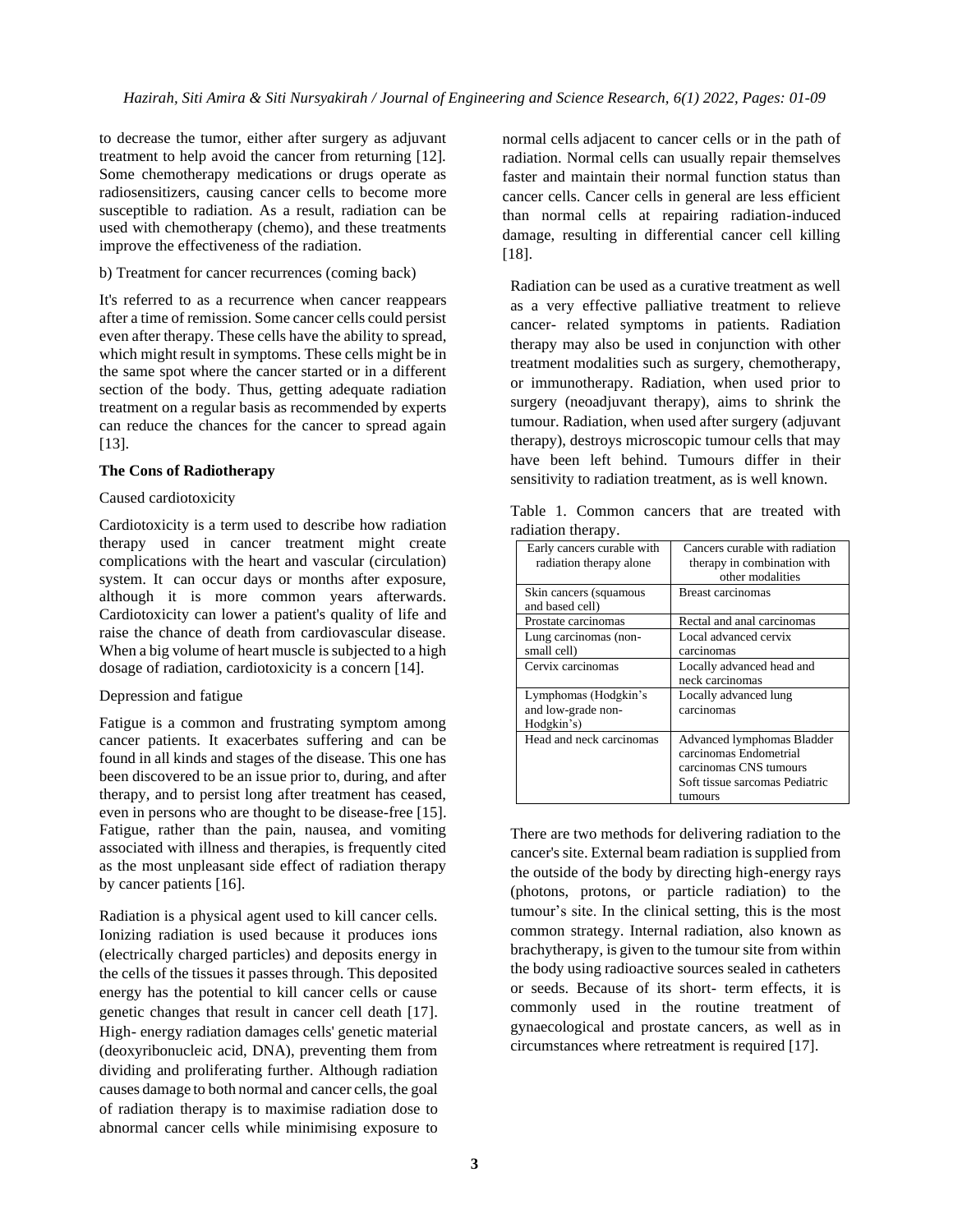to decrease the tumor, either after surgery as adjuvant treatment to help avoid the cancer from returning [12]. Some chemotherapy medications or drugs operate as radiosensitizers, causing cancer cells to become more susceptible to radiation. As a result, radiation can be used with chemotherapy (chemo), and these treatments improve the effectiveness of the radiation.

b) Treatment for cancer recurrences (coming back)

It's referred to as a recurrence when cancer reappears after a time of remission. Some cancer cells could persist even after therapy. These cells have the ability to spread, which might result in symptoms. These cells might be in the same spot where the cancer started or in a different section of the body. Thus, getting adequate radiation treatment on a regular basis as recommended by experts can reduce the chances for the cancer to spread again [13].

**The Cons of Radiotherapy**

Caused cardiotoxicity

Cardiotoxicity is a term used to describe how radiation therapy used in cancer treatment might create complications with the heart and vascular (circulation) system. It can occur days or months after exposure, although it is more common years afterwards. Cardiotoxicity can lower a patient's quality of life and raise the chance of death from cardiovascular disease. When a big volume of heart muscle is subjected to a high dosage of radiation, cardiotoxicity is a concern [14].

Depression and fatigue

Fatigue is a common and frustrating symptom among cancer patients. It exacerbates suffering and can be found in all kinds and stages of the disease. This one has been discovered to be an issue prior to, during, and after therapy, and to persist long after treatment has ceased, even in persons who are thought to be disease-free [15]. Fatigue, rather than the pain, nausea, and vomiting associated with illness and therapies, is frequently cited as the most unpleasant side effect of radiation therapy by cancer patients [16].

Radiation is a physical agent used to kill cancer cells. Ionizing radiation is used because it produces ions (electrically charged particles) and deposits energy in the cells of the tissues it passes through. This deposited energy has the potential to kill cancer cells or cause genetic changes that result in cancer cell death [17]. High- energy radiation damages cells' genetic material (deoxyribonucleic acid, DNA), preventing them from dividing and proliferating further. Although radiation causes damage to both normal and cancer cells, the goal of radiation therapy is to maximise radiation dose to abnormal cancer cells while minimising exposure to normal cells adjacent to cancer cells or in the path of radiation. Normal cells can usually repair themselves faster and maintain their normal function status than cancer cells. Cancer cells in general are less efficient than normal cells at repairing radiation-induced damage, resulting in differential cancer cell killing [18].

Radiation can be used as a curative treatment as well as a very effective palliative treatment to relieve cancer- related symptoms in patients. Radiation therapy may also be used in conjunction with other treatment modalities such as surgery, chemotherapy, or immunotherapy. Radiation, when used prior to surgery (neoadjuvant therapy), aims to shrink the tumour. Radiation, when used after surgery (adjuvant therapy), destroys microscopic tumour cells that may have been left behind. Tumours differ in their sensitivity to radiation treatment, as is well known.

Table 1. Common cancers that are treated with radiation therapy.

| Early cancers curable with radiation therapy alone | Cancers curable with radiation therapy in combination with other modalities |
| --- | --- |
| Skin cancers (squamous and based cell) | Breast carcinomas |
| Prostate carcinomas | Rectal and anal carcinomas |
| Lung carcinomas (non-small cell) | Local advanced cervix carcinomas |
| Cervix carcinomas | Locally advanced head and neck carcinomas |
| Lymphomas (Hodgkin's and low-grade non-Hodgkin's) | Locally advanced lung carcinomas |
| Head and neck carcinomas | Advanced lymphomas Bladder carcinomas Endometrial carcinomas CNS tumours Soft tissue sarcomas Pediatric tumours |

There are two methods for delivering radiation to the cancer's site. External beam radiation is supplied from the outside of the body by directing high-energy rays (photons, protons, or particle radiation) to the tumour's site. In the clinical setting, this is the most common strategy. Internal radiation, also known as brachytherapy, is given to the tumour site from within the body using radioactive sources sealed in catheters or seeds. Because of its short- term effects, it is commonly used in the routine treatment of gynaecological and prostate cancers, as well as in circumstances where retreatment is required [17].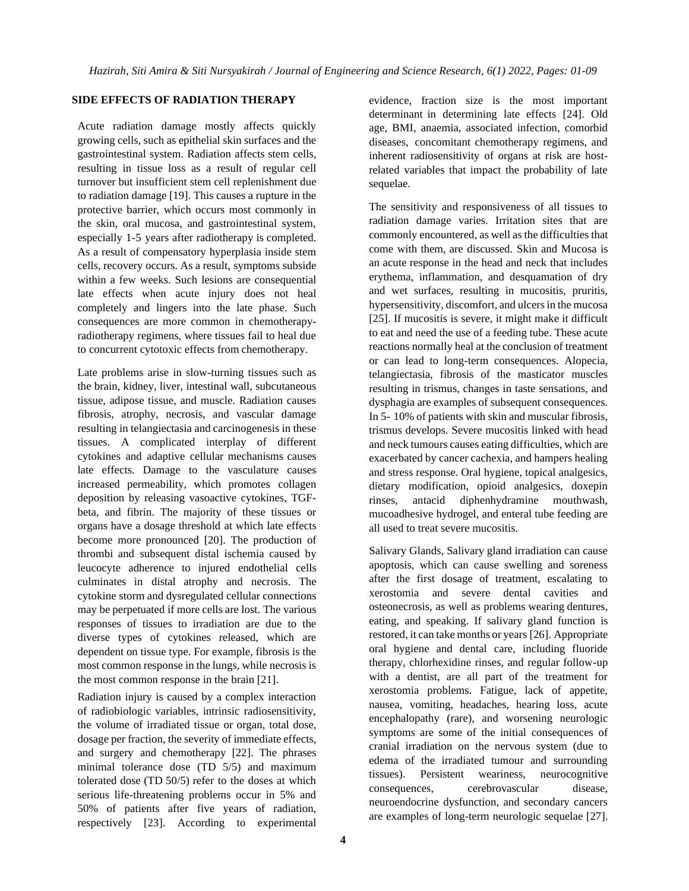## SIDE EFFECTS OF RADIATION THERAPY

Acute radiation damage mostly affects quickly growing cells, such as epithelial skin surfaces and the gastrointestinal system. Radiation affects stem cells, resulting in tissue loss as a result of regular cell turnover but insufficient stem cell replenishment due to radiation damage [19]. This causes a rupture in the protective barrier, which occurs most commonly in the skin, oral mucosa, and gastrointestinal system, especially 1-5 years after radiotherapy is completed. As a result of compensatory hyperplasia inside stem cells, recovery occurs. As a result, symptoms subside within a few weeks. Such lesions are consequential late effects when acute injury does not heal completely and lingers into the late phase. Such consequences are more common in chemotherapy-radiotherapy regimens, where tissues fail to heal due to concurrent cytotoxic effects from chemotherapy.

Late problems arise in slow-turning tissues such as the brain, kidney, liver, intestinal wall, subcutaneous tissue, adipose tissue, and muscle. Radiation causes fibrosis, atrophy, necrosis, and vascular damage resulting in telangiectasia and carcinogenesis in these tissues. A complicated interplay of different cytokines and adaptive cellular mechanisms causes late effects. Damage to the vasculature causes increased permeability, which promotes collagen deposition by releasing vasoactive cytokines, TGF-beta, and fibrin. The majority of these tissues or organs have a dosage threshold at which late effects become more pronounced [20]. The production of thrombi and subsequent distal ischemia caused by leucocyte adherence to injured endothelial cells culminates in distal atrophy and necrosis. The cytokine storm and dysregulated cellular connections may be perpetuated if more cells are lost. The various responses of tissues to irradiation are due to the diverse types of cytokines released, which are dependent on tissue type. For example, fibrosis is the most common response in the lungs, while necrosis is the most common response in the brain [21].

Radiation injury is caused by a complex interaction of radiobiologic variables, intrinsic radiosensitivity, the volume of irradiated tissue or organ, total dose, dosage per fraction, the severity of immediate effects, and surgery and chemotherapy [22]. The phrases minimal tolerance dose (TD 5/5) and maximum tolerated dose (TD 50/5) refer to the doses at which serious life-threatening problems occur in 5% and 50% of patients after five years of radiation, respectively [23]. According to experimental evidence, fraction size is the most important determinant in determining late effects [24]. Old age, BMI, anaemia, associated infection, comorbid diseases, concomitant chemotherapy regimens, and inherent radiosensitivity of organs at risk are host-related variables that impact the probability of late sequelae.

The sensitivity and responsiveness of all tissues to radiation damage varies. Irritation sites that are commonly encountered, as well as the difficulties that come with them, are discussed. Skin and Mucosa is an acute response in the head and neck that includes erythema, inflammation, and desquamation of dry and wet surfaces, resulting in mucositis, pruritis, hypersensitivity, discomfort, and ulcers in the mucosa [25]. If mucositis is severe, it might make it difficult to eat and need the use of a feeding tube. These acute reactions normally heal at the conclusion of treatment or can lead to long-term consequences. Alopecia, telangiectasia, fibrosis of the masticator muscles resulting in trismus, changes in taste sensations, and dysphagia are examples of subsequent consequences. In 5- 10% of patients with skin and muscular fibrosis, trismus develops. Severe mucositis linked with head and neck tumours causes eating difficulties, which are exacerbated by cancer cachexia, and hampers healing and stress response. Oral hygiene, topical analgesics, dietary modification, opioid analgesics, doxepin rinses, antacid diphenhydramine mouthwash, mucoadhesive hydrogel, and enteral tube feeding are all used to treat severe mucositis.

Salivary Glands, Salivary gland irradiation can cause apoptosis, which can cause swelling and soreness after the first dosage of treatment, escalating to xerostomia and severe dental cavities and osteonecrosis, as well as problems wearing dentures, eating, and speaking. If salivary gland function is restored, it can take months or years [26]. Appropriate oral hygiene and dental care, including fluoride therapy, chlorhexidine rinses, and regular follow-up with a dentist, are all part of the treatment for xerostomia problems. Fatigue, lack of appetite, nausea, vomiting, headaches, hearing loss, acute encephalopathy (rare), and worsening neurologic symptoms are some of the initial consequences of cranial irradiation on the nervous system (due to edema of the irradiated tumour and surrounding tissues). Persistent weariness, neurocognitive consequences, cerebrovascular disease, neuroendocrine dysfunction, and secondary cancers are examples of long-term neurologic sequelae [27].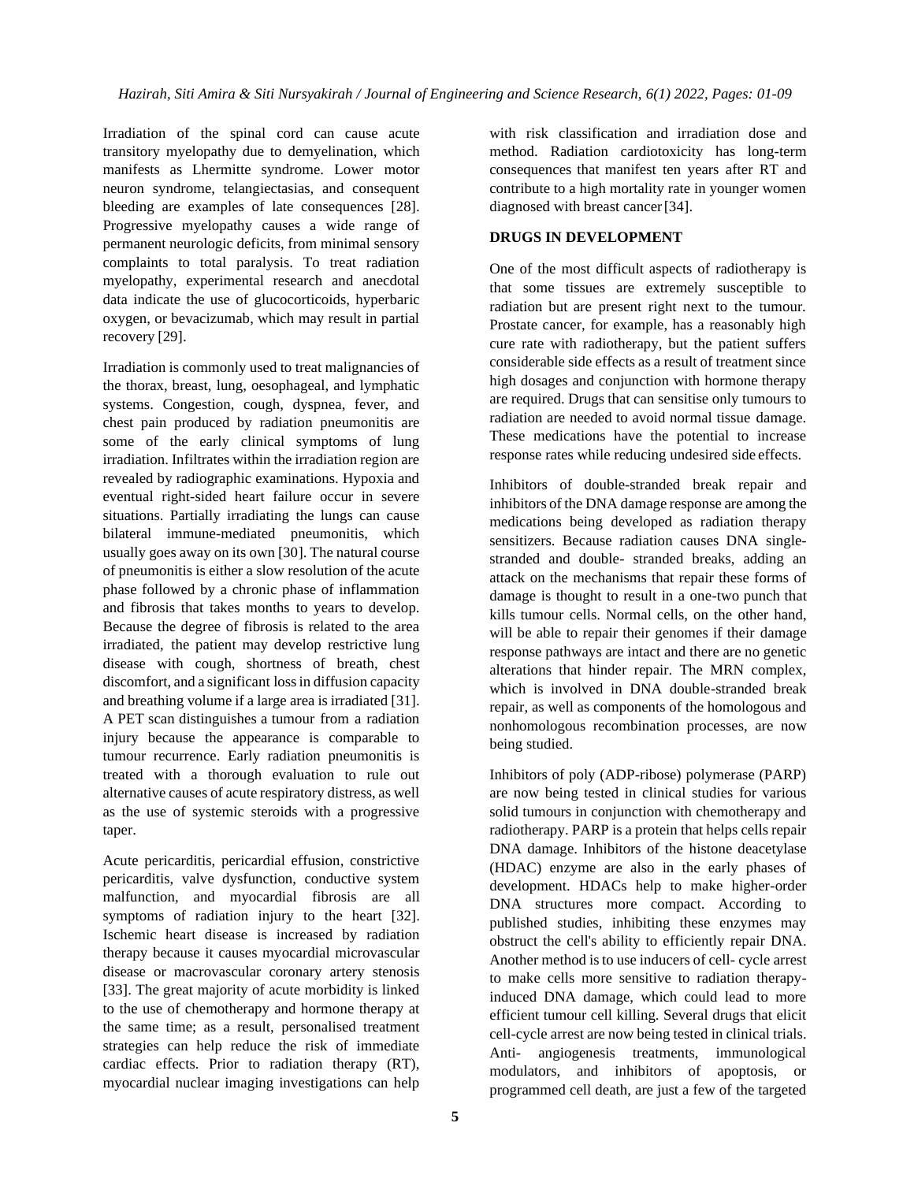Irradiation of the spinal cord can cause acute transitory myelopathy due to demyelination, which manifests as Lhermitte syndrome. Lower motor neuron syndrome, telangiectasias, and consequent bleeding are examples of late consequences [28]. Progressive myelopathy causes a wide range of permanent neurologic deficits, from minimal sensory complaints to total paralysis. To treat radiation myelopathy, experimental research and anecdotal data indicate the use of glucocorticoids, hyperbaric oxygen, or bevacizumab, which may result in partial recovery [29].

Irradiation is commonly used to treat malignancies of the thorax, breast, lung, oesophageal, and lymphatic systems. Congestion, cough, dyspnea, fever, and chest pain produced by radiation pneumonitis are some of the early clinical symptoms of lung irradiation. Infiltrates within the irradiation region are revealed by radiographic examinations. Hypoxia and eventual right-sided heart failure occur in severe situations. Partially irradiating the lungs can cause bilateral immune-mediated pneumonitis, which usually goes away on its own [30]. The natural course of pneumonitis is either a slow resolution of the acute phase followed by a chronic phase of inflammation and fibrosis that takes months to years to develop. Because the degree of fibrosis is related to the area irradiated, the patient may develop restrictive lung disease with cough, shortness of breath, chest discomfort, and a significant loss in diffusion capacity and breathing volume if a large area is irradiated [31]. A PET scan distinguishes a tumour from a radiation injury because the appearance is comparable to tumour recurrence. Early radiation pneumonitis is treated with a thorough evaluation to rule out alternative causes of acute respiratory distress, as well as the use of systemic steroids with a progressive taper.

Acute pericarditis, pericardial effusion, constrictive pericarditis, valve dysfunction, conductive system malfunction, and myocardial fibrosis are all symptoms of radiation injury to the heart [32]. Ischemic heart disease is increased by radiation therapy because it causes myocardial microvascular disease or macrovascular coronary artery stenosis [33]. The great majority of acute morbidity is linked to the use of chemotherapy and hormone therapy at the same time; as a result, personalised treatment strategies can help reduce the risk of immediate cardiac effects. Prior to radiation therapy (RT), myocardial nuclear imaging investigations can help with risk classification and irradiation dose and method. Radiation cardiotoxicity has long-term consequences that manifest ten years after RT and contribute to a high mortality rate in younger women diagnosed with breast cancer [34].

## DRUGS IN DEVELOPMENT

One of the most difficult aspects of radiotherapy is that some tissues are extremely susceptible to radiation but are present right next to the tumour. Prostate cancer, for example, has a reasonably high cure rate with radiotherapy, but the patient suffers considerable side effects as a result of treatment since high dosages and conjunction with hormone therapy are required. Drugs that can sensitise only tumours to radiation are needed to avoid normal tissue damage. These medications have the potential to increase response rates while reducing undesired side effects.

Inhibitors of double-stranded break repair and inhibitors of the DNA damage response are among the medications being developed as radiation therapy sensitizers. Because radiation causes DNA single-stranded and double- stranded breaks, adding an attack on the mechanisms that repair these forms of damage is thought to result in a one-two punch that kills tumour cells. Normal cells, on the other hand, will be able to repair their genomes if their damage response pathways are intact and there are no genetic alterations that hinder repair. The MRN complex, which is involved in DNA double-stranded break repair, as well as components of the homologous and nonhomologous recombination processes, are now being studied.

Inhibitors of poly (ADP-ribose) polymerase (PARP) are now being tested in clinical studies for various solid tumours in conjunction with chemotherapy and radiotherapy. PARP is a protein that helps cells repair DNA damage. Inhibitors of the histone deacetylase (HDAC) enzyme are also in the early phases of development. HDACs help to make higher-order DNA structures more compact. According to published studies, inhibiting these enzymes may obstruct the cell's ability to efficiently repair DNA. Another method is to use inducers of cell- cycle arrest to make cells more sensitive to radiation therapy-induced DNA damage, which could lead to more efficient tumour cell killing. Several drugs that elicit cell-cycle arrest are now being tested in clinical trials. Anti- angiogenesis treatments, immunological modulators, and inhibitors of apoptosis, or programmed cell death, are just a few of the targeted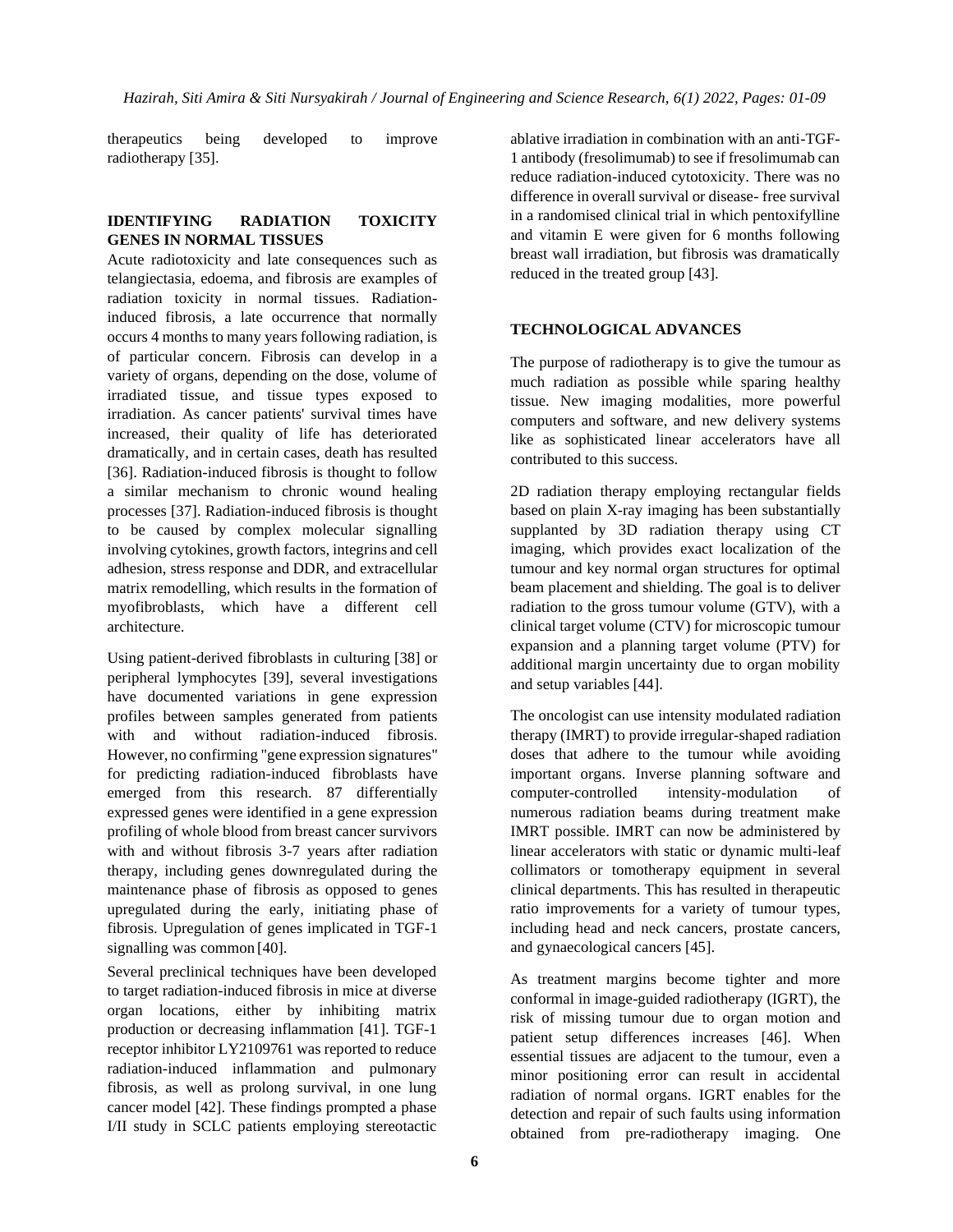therapeutics being developed to improve radiotherapy [35].

## IDENTIFYING RADIATION TOXICITY GENES IN NORMAL TISSUES

Acute radiotoxicity and late consequences such as telangiectasia, edoema, and fibrosis are examples of radiation toxicity in normal tissues. Radiation-induced fibrosis, a late occurrence that normally occurs 4 months to many years following radiation, is of particular concern. Fibrosis can develop in a variety of organs, depending on the dose, volume of irradiated tissue, and tissue types exposed to irradiation. As cancer patients' survival times have increased, their quality of life has deteriorated dramatically, and in certain cases, death has resulted [36]. Radiation-induced fibrosis is thought to follow a similar mechanism to chronic wound healing processes [37]. Radiation-induced fibrosis is thought to be caused by complex molecular signalling involving cytokines, growth factors, integrins and cell adhesion, stress response and DDR, and extracellular matrix remodelling, which results in the formation of myofibroblasts, which have a different cell architecture.

Using patient-derived fibroblasts in culturing [38] or peripheral lymphocytes [39], several investigations have documented variations in gene expression profiles between samples generated from patients with and without radiation-induced fibrosis. However, no confirming "gene expression signatures" for predicting radiation-induced fibroblasts have emerged from this research. 87 differentially expressed genes were identified in a gene expression profiling of whole blood from breast cancer survivors with and without fibrosis 3-7 years after radiation therapy, including genes downregulated during the maintenance phase of fibrosis as opposed to genes upregulated during the early, initiating phase of fibrosis. Upregulation of genes implicated in TGF-1 signalling was common [40].

Several preclinical techniques have been developed to target radiation-induced fibrosis in mice at diverse organ locations, either by inhibiting matrix production or decreasing inflammation [41]. TGF-1 receptor inhibitor LY2109761 was reported to reduce radiation-induced inflammation and pulmonary fibrosis, as well as prolong survival, in one lung cancer model [42]. These findings prompted a phase I/II study in SCLC patients employing stereotactic ablative irradiation in combination with an anti-TGF-1 antibody (fresolimumab) to see if fresolimumab can reduce radiation-induced cytotoxicity. There was no difference in overall survival or disease- free survival in a randomised clinical trial in which pentoxifylline and vitamin E were given for 6 months following breast wall irradiation, but fibrosis was dramatically reduced in the treated group [43].

## TECHNOLOGICAL ADVANCES

The purpose of radiotherapy is to give the tumour as much radiation as possible while sparing healthy tissue. New imaging modalities, more powerful computers and software, and new delivery systems like as sophisticated linear accelerators have all contributed to this success.

2D radiation therapy employing rectangular fields based on plain X-ray imaging has been substantially supplanted by 3D radiation therapy using CT imaging, which provides exact localization of the tumour and key normal organ structures for optimal beam placement and shielding. The goal is to deliver radiation to the gross tumour volume (GTV), with a clinical target volume (CTV) for microscopic tumour expansion and a planning target volume (PTV) for additional margin uncertainty due to organ mobility and setup variables [44].

The oncologist can use intensity modulated radiation therapy (IMRT) to provide irregular-shaped radiation doses that adhere to the tumour while avoiding important organs. Inverse planning software and computer-controlled intensity-modulation of numerous radiation beams during treatment make IMRT possible. IMRT can now be administered by linear accelerators with static or dynamic multi-leaf collimators or tomotherapy equipment in several clinical departments. This has resulted in therapeutic ratio improvements for a variety of tumour types, including head and neck cancers, prostate cancers, and gynaecological cancers [45].

As treatment margins become tighter and more conformal in image-guided radiotherapy (IGRT), the risk of missing tumour due to organ motion and patient setup differences increases [46]. When essential tissues are adjacent to the tumour, even a minor positioning error can result in accidental radiation of normal organs. IGRT enables for the detection and repair of such faults using information obtained from pre-radiotherapy imaging. One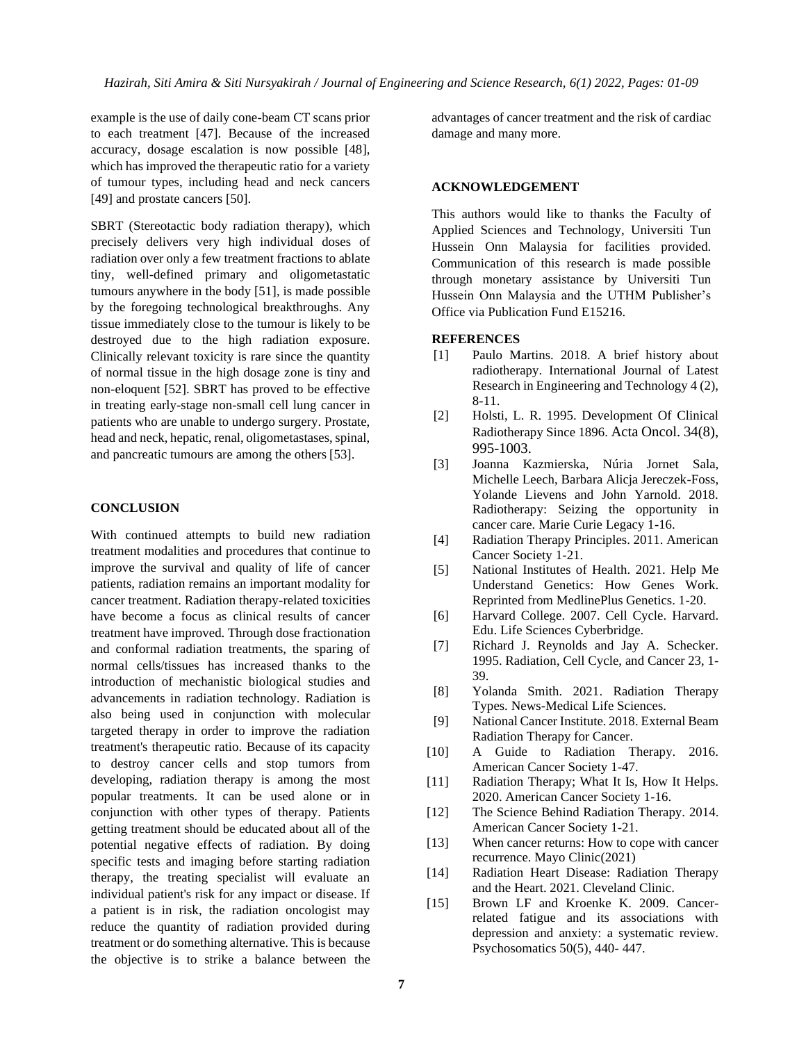example is the use of daily cone-beam CT scans prior to each treatment [47]. Because of the increased accuracy, dosage escalation is now possible [48], which has improved the therapeutic ratio for a variety of tumour types, including head and neck cancers [49] and prostate cancers [50].

SBRT (Stereotactic body radiation therapy), which precisely delivers very high individual doses of radiation over only a few treatment fractions to ablate tiny, well-defined primary and oligometastatic tumours anywhere in the body [51], is made possible by the foregoing technological breakthroughs. Any tissue immediately close to the tumour is likely to be destroyed due to the high radiation exposure. Clinically relevant toxicity is rare since the quantity of normal tissue in the high dosage zone is tiny and non-eloquent [52]. SBRT has proved to be effective in treating early-stage non-small cell lung cancer in patients who are unable to undergo surgery. Prostate, head and neck, hepatic, renal, oligometastases, spinal, and pancreatic tumours are among the others [53].

## CONCLUSION

With continued attempts to build new radiation treatment modalities and procedures that continue to improve the survival and quality of life of cancer patients, radiation remains an important modality for cancer treatment. Radiation therapy-related toxicities have become a focus as clinical results of cancer treatment have improved. Through dose fractionation and conformal radiation treatments, the sparing of normal cells/tissues has increased thanks to the introduction of mechanistic biological studies and advancements in radiation technology. Radiation is also being used in conjunction with molecular targeted therapy in order to improve the radiation treatment's therapeutic ratio. Because of its capacity to destroy cancer cells and stop tumors from developing, radiation therapy is among the most popular treatments. It can be used alone or in conjunction with other types of therapy. Patients getting treatment should be educated about all of the potential negative effects of radiation. By doing specific tests and imaging before starting radiation therapy, the treating specialist will evaluate an individual patient's risk for any impact or disease. If a patient is in risk, the radiation oncologist may reduce the quantity of radiation provided during treatment or do something alternative. This is because the objective is to strike a balance between the advantages of cancer treatment and the risk of cardiac damage and many more.

## ACKNOWLEDGEMENT

This authors would like to thanks the Faculty of Applied Sciences and Technology, Universiti Tun Hussein Onn Malaysia for facilities provided. Communication of this research is made possible through monetary assistance by Universiti Tun Hussein Onn Malaysia and the UTHM Publisher's Office via Publication Fund E15216.

## REFERENCES

[1] Paulo Martins. 2018. A brief history about radiotherapy. International Journal of Latest Research in Engineering and Technology 4 (2), 8-11.

[2] Holsti, L. R. 1995. Development Of Clinical Radiotherapy Since 1896. Acta Oncol. 34(8), 995-1003.

[3] Joanna Kazmierska, Núria Jornet Sala, Michelle Leech, Barbara Alicja Jereczek-Foss, Yolande Lievens and John Yarnold. 2018. Radiotherapy: Seizing the opportunity in cancer care. Marie Curie Legacy 1-16.

[4] Radiation Therapy Principles. 2011. American Cancer Society 1-21.

[5] National Institutes of Health. 2021. Help Me Understand Genetics: How Genes Work. Reprinted from MedlinePlus Genetics. 1-20.

[6] Harvard College. 2007. Cell Cycle. Harvard. Edu. Life Sciences Cyberbridge.

[7] Richard J. Reynolds and Jay A. Schecker. 1995. Radiation, Cell Cycle, and Cancer 23, 1-39.

[8] Yolanda Smith. 2021. Radiation Therapy Types. News-Medical Life Sciences.

[9] National Cancer Institute. 2018. External Beam Radiation Therapy for Cancer.

[10] A Guide to Radiation Therapy. 2016. American Cancer Society 1-47.

[11] Radiation Therapy; What It Is, How It Helps. 2020. American Cancer Society 1-16.

[12] The Science Behind Radiation Therapy. 2014. American Cancer Society 1-21.

[13] When cancer returns: How to cope with cancer recurrence. Mayo Clinic(2021)

[14] Radiation Heart Disease: Radiation Therapy and the Heart. 2021. Cleveland Clinic.

[15] Brown LF and Kroenke K. 2009. Cancer-related fatigue and its associations with depression and anxiety: a systematic review. Psychosomatics 50(5), 440- 447.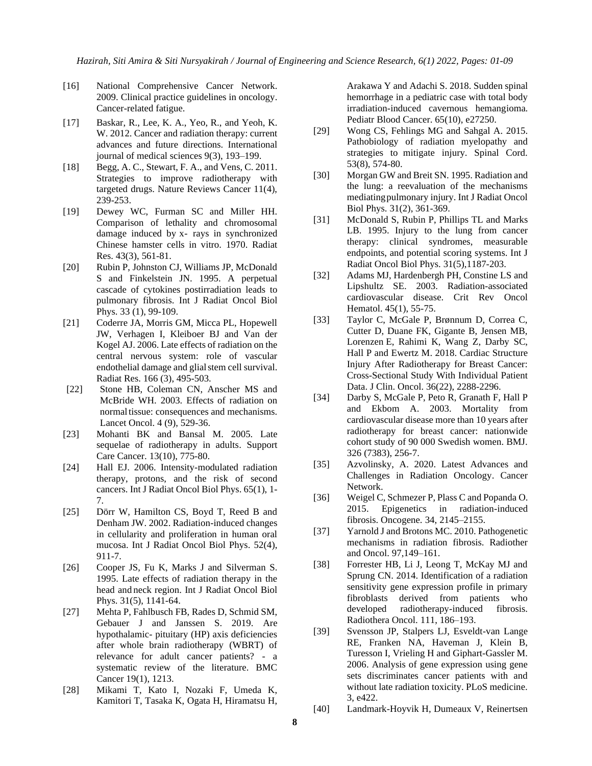[16] National Comprehensive Cancer Network. 2009. Clinical practice guidelines in oncology. Cancer-related fatigue.

[17] Baskar, R., Lee, K. A., Yeo, R., and Yeoh, K. W. 2012. Cancer and radiation therapy: current advances and future directions. International journal of medical sciences 9(3), 193–199.

[18] Begg, A. C., Stewart, F. A., and Vens, C. 2011. Strategies to improve radiotherapy with targeted drugs. Nature Reviews Cancer 11(4), 239-253.

[19] Dewey WC, Furman SC and Miller HH. Comparison of lethality and chromosomal damage induced by x- rays in synchronized Chinese hamster cells in vitro. 1970. Radiat Res. 43(3), 561-81.

[20] Rubin P, Johnston CJ, Williams JP, McDonald S and Finkelstein JN. 1995. A perpetual cascade of cytokines postirradiation leads to pulmonary fibrosis. Int J Radiat Oncol Biol Phys. 33 (1), 99-109.

[21] Coderre JA, Morris GM, Micca PL, Hopewell JW, Verhagen I, Kleiboer BJ and Van der Kogel AJ. 2006. Late effects of radiation on the central nervous system: role of vascular endothelial damage and glial stem cell survival. Radiat Res. 166 (3), 495-503.

[22] Stone HB, Coleman CN, Anscher MS and McBride WH. 2003. Effects of radiation on normal tissue: consequences and mechanisms. Lancet Oncol. 4 (9), 529-36.

[23] Mohanti BK and Bansal M. 2005. Late sequelae of radiotherapy in adults. Support Care Cancer. 13(10), 775-80.

[24] Hall EJ. 2006. Intensity-modulated radiation therapy, protons, and the risk of second cancers. Int J Radiat Oncol Biol Phys. 65(1), 1-7.

[25] Dörr W, Hamilton CS, Boyd T, Reed B and Denham JW. 2002. Radiation-induced changes in cellularity and proliferation in human oral mucosa. Int J Radiat Oncol Biol Phys. 52(4), 911-7.

[26] Cooper JS, Fu K, Marks J and Silverman S. 1995. Late effects of radiation therapy in the head and neck region. Int J Radiat Oncol Biol Phys. 31(5), 1141-64.

[27] Mehta P, Fahlbusch FB, Rades D, Schmid SM, Gebauer J and Janssen S. 2019. Are hypothalamic- pituitary (HP) axis deficiencies after whole brain radiotherapy (WBRT) of relevance for adult cancer patients? - a systematic review of the literature. BMC Cancer 19(1), 1213.

[28] Mikami T, Kato I, Nozaki F, Umeda K, Kamitori T, Tasaka K, Ogata H, Hiramatsu H, Arakawa Y and Adachi S. 2018. Sudden spinal hemorrhage in a pediatric case with total body irradiation-induced cavernous hemangioma. Pediatr Blood Cancer. 65(10), e27250.

[29] Wong CS, Fehlings MG and Sahgal A. 2015. Pathobiology of radiation myelopathy and strategies to mitigate injury. Spinal Cord. 53(8), 574-80.

[30] Morgan GW and Breit SN. 1995. Radiation and the lung: a reevaluation of the mechanisms mediating pulmonary injury. Int J Radiat Oncol Biol Phys. 31(2), 361-369.

[31] McDonald S, Rubin P, Phillips TL and Marks LB. 1995. Injury to the lung from cancer therapy: clinical syndromes, measurable endpoints, and potential scoring systems. Int J Radiat Oncol Biol Phys. 31(5),1187-203.

[32] Adams MJ, Hardenbergh PH, Constine LS and Lipshultz SE. 2003. Radiation-associated cardiovascular disease. Crit Rev Oncol Hematol. 45(1), 55-75.

[33] Taylor C, McGale P, Brønnum D, Correa C, Cutter D, Duane FK, Gigante B, Jensen MB, Lorenzen E, Rahimi K, Wang Z, Darby SC, Hall P and Ewertz M. 2018. Cardiac Structure Injury After Radiotherapy for Breast Cancer: Cross-Sectional Study With Individual Patient Data. J Clin. Oncol. 36(22), 2288-2296.

[34] Darby S, McGale P, Peto R, Granath F, Hall P and Ekbom A. 2003. Mortality from cardiovascular disease more than 10 years after radiotherapy for breast cancer: nationwide cohort study of 90 000 Swedish women. BMJ. 326 (7383), 256-7.

[35] Azvolinsky, A. 2020. Latest Advances and Challenges in Radiation Oncology. Cancer Network.

[36] Weigel C, Schmezer P, Plass C and Popanda O. 2015. Epigenetics in radiation-induced fibrosis. Oncogene. 34, 2145–2155.

[37] Yarnold J and Brotons MC. 2010. Pathogenetic mechanisms in radiation fibrosis. Radiother and Oncol. 97,149–161.

[38] Forrester HB, Li J, Leong T, McKay MJ and Sprung CN. 2014. Identification of a radiation sensitivity gene expression profile in primary fibroblasts derived from patients who developed radiotherapy-induced fibrosis. Radiothera Oncol. 111, 186–193.

[39] Svensson JP, Stalpers LJ, Esveldt-van Lange RE, Franken NA, Haveman J, Klein B, Turesson I, Vrieling H and Giphart-Gassler M. 2006. Analysis of gene expression using gene sets discriminates cancer patients with and without late radiation toxicity. PLoS medicine. 3, e422.

[40] Landmark-Hoyvik H, Dumeaux V, Reinertsen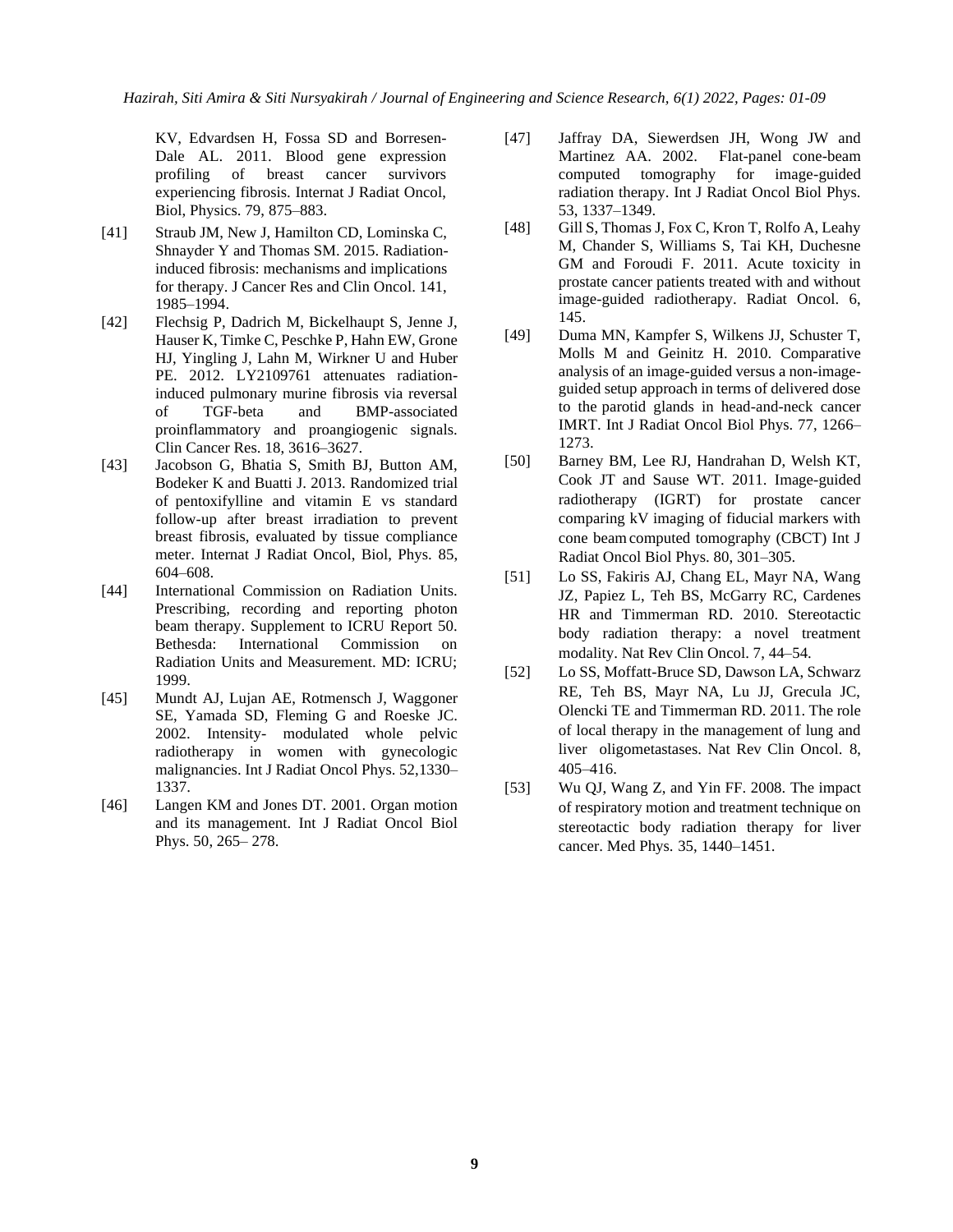KV, Edvardsen H, Fossa SD and Borresen-Dale AL. 2011. Blood gene expression profiling of breast cancer survivors experiencing fibrosis. Internat J Radiat Oncol, Biol, Physics. 79, 875–883.

[41] Straub JM, New J, Hamilton CD, Lominska C, Shnayder Y and Thomas SM. 2015. Radiation-induced fibrosis: mechanisms and implications for therapy. J Cancer Res and Clin Oncol. 141, 1985–1994.

[42] Flechsig P, Dadrich M, Bickelhaupt S, Jenne J, Hauser K, Timke C, Peschke P, Hahn EW, Grone HJ, Yingling J, Lahn M, Wirkner U and Huber PE. 2012. LY2109761 attenuates radiation-induced pulmonary murine fibrosis via reversal of TGF-beta and BMP-associated proinflammatory and proangiogenic signals. Clin Cancer Res. 18, 3616–3627.

[43] Jacobson G, Bhatia S, Smith BJ, Button AM, Bodeker K and Buatti J. 2013. Randomized trial of pentoxifylline and vitamin E vs standard follow-up after breast irradiation to prevent breast fibrosis, evaluated by tissue compliance meter. Internat J Radiat Oncol, Biol, Phys. 85, 604–608.

[44] International Commission on Radiation Units. Prescribing, recording and reporting photon beam therapy. Supplement to ICRU Report 50. Bethesda: International Commission on Radiation Units and Measurement. MD: ICRU; 1999.

[45] Mundt AJ, Lujan AE, Rotmensch J, Waggoner SE, Yamada SD, Fleming G and Roeske JC. 2002. Intensity- modulated whole pelvic radiotherapy in women with gynecologic malignancies. Int J Radiat Oncol Phys. 52,1330–1337.

[46] Langen KM and Jones DT. 2001. Organ motion and its management. Int J Radiat Oncol Biol Phys. 50, 265– 278.

[47] Jaffray DA, Siewerdsen JH, Wong JW and Martinez AA. 2002. Flat-panel cone-beam computed tomography for image-guided radiation therapy. Int J Radiat Oncol Biol Phys. 53, 1337–1349.

[48] Gill S, Thomas J, Fox C, Kron T, Rolfo A, Leahy M, Chander S, Williams S, Tai KH, Duchesne GM and Foroudi F. 2011. Acute toxicity in prostate cancer patients treated with and without image-guided radiotherapy. Radiat Oncol. 6, 145.

[49] Duma MN, Kampfer S, Wilkens JJ, Schuster T, Molls M and Geinitz H. 2010. Comparative analysis of an image-guided versus a non-image-guided setup approach in terms of delivered dose to the parotid glands in head-and-neck cancer IMRT. Int J Radiat Oncol Biol Phys. 77, 1266–1273.

[50] Barney BM, Lee RJ, Handrahan D, Welsh KT, Cook JT and Sause WT. 2011. Image-guided radiotherapy (IGRT) for prostate cancer comparing kV imaging of fiducial markers with cone beam computed tomography (CBCT) Int J Radiat Oncol Biol Phys. 80, 301–305.

[51] Lo SS, Fakiris AJ, Chang EL, Mayr NA, Wang JZ, Papiez L, Teh BS, McGarry RC, Cardenes HR and Timmerman RD. 2010. Stereotactic body radiation therapy: a novel treatment modality. Nat Rev Clin Oncol. 7, 44–54.

[52] Lo SS, Moffatt-Bruce SD, Dawson LA, Schwarz RE, Teh BS, Mayr NA, Lu JJ, Grecula JC, Olencki TE and Timmerman RD. 2011. The role of local therapy in the management of lung and liver oligometastases. Nat Rev Clin Oncol. 8, 405–416.

[53] Wu QJ, Wang Z, and Yin FF. 2008. The impact of respiratory motion and treatment technique on stereotactic body radiation therapy for liver cancer. Med Phys. 35, 1440–1451.